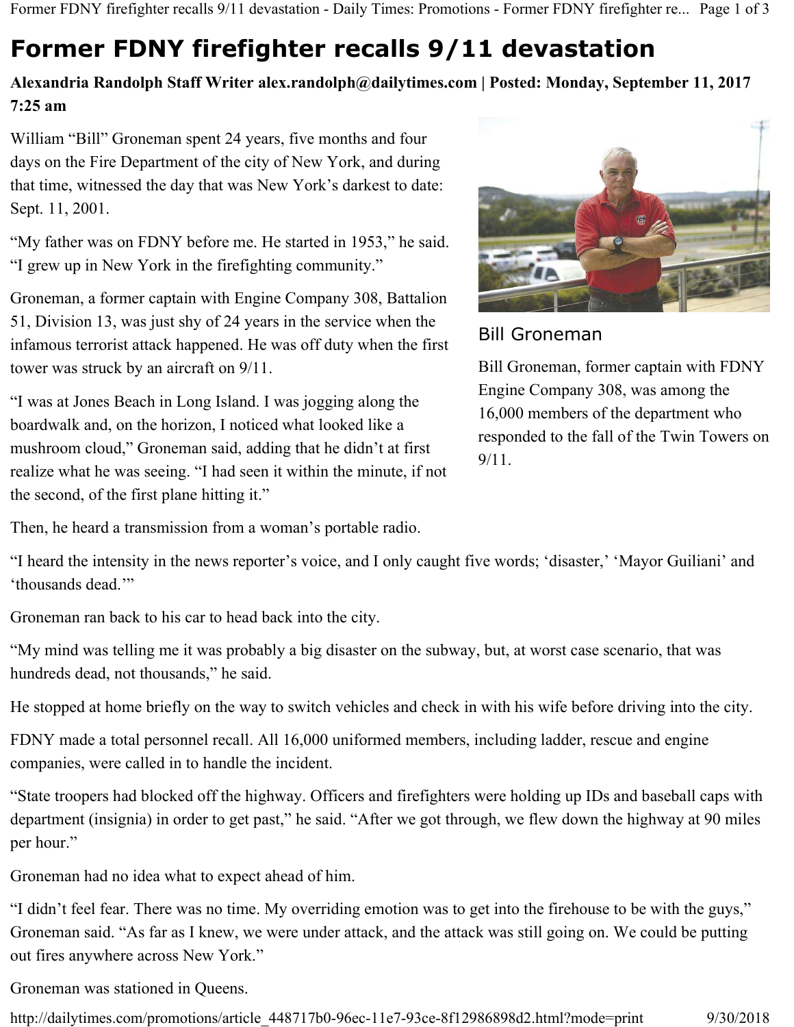# Former FDNY firefighter recalls 9/11 devastation

**Alexandria Randolph Staff Writer alex.randolph@dailytimes.com | Posted: Monday, September 11, 2017 7:25 am**

William "Bill" Groneman spent 24 years, five months and four days on the Fire Department of the city of New York, and during that time, witnessed the day that was New York's darkest to date: Sept. 11, 2001.

"My father was on FDNY before me. He started in 1953," he said. "I grew up in New York in the firefighting community."

Groneman, a former captain with Engine Company 308, Battalion 51, Division 13, was just shy of 24 years in the service when the infamous terrorist attack happened. He was off duty when the first tower was struck by an aircraft on 9/11.

"I was at Jones Beach in Long Island. I was jogging along the boardwalk and, on the horizon, I noticed what looked like a mushroom cloud," Groneman said, adding that he didn't at first realize what he was seeing. "I had seen it within the minute, if not the second, of the first plane hitting it."

Bill Groneman

Bill Groneman, former captain with FDNY Engine Company 308, was among the 16,000 members of the department who responded to the fall of the Twin Towers on 9/11.

Then, he heard a transmission from a woman's portable radio.

"I heard the intensity in the news reporter's voice, and I only caught five words; 'disaster,' 'Mayor Guiliani' and 'thousands dead.'"

Groneman ran back to his car to head back into the city.

"My mind was telling me it was probably a big disaster on the subway, but, at worst case scenario, that was hundreds dead, not thousands," he said.

He stopped at home briefly on the way to switch vehicles and check in with his wife before driving into the city.

FDNY made a total personnel recall. All 16,000 uniformed members, including ladder, rescue and engine companies, were called in to handle the incident.

"State troopers had blocked off the highway. Officers and firefighters were holding up IDs and baseball caps with department (insignia) in order to get past," he said. "After we got through, we flew down the highway at 90 miles per hour."

Groneman had no idea what to expect ahead of him.

"I didn't feel fear. There was no time. My overriding emotion was to get into the firehouse to be with the guys," Groneman said. "As far as I knew, we were under attack, and the attack was still going on. We could be putting out fires anywhere across New York."

Groneman was stationed in Queens.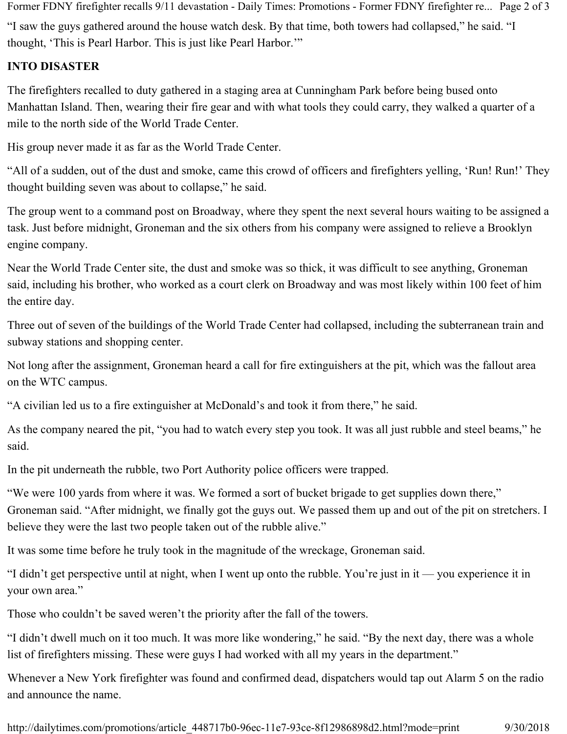"I saw the guys gathered around the house watch desk. By that time, both towers had collapsed," he said. "I thought, 'This is Pearl Harbor. This is just like Pearl Harbor.'"

**INTO DISASTER**

The firefighters recalled to duty gathered in a staging area at Cunningham Park before being bused onto Manhattan Island. Then, wearing their fire gear and with what tools they could carry, they walked a quarter of a mile to the north side of the World Trade Center.

His group never made it as far as the World Trade Center.

"All of a sudden, out of the dust and smoke, came this crowd of officers and firefighters yelling, 'Run! Run!' They thought building seven was about to collapse," he said.

The group went to a command post on Broadway, where they spent the next several hours waiting to be assigned a task. Just before midnight, Groneman and the six others from his company were assigned to relieve a Brooklyn engine company.

Near the World Trade Center site, the dust and smoke was so thick, it was difficult to see anything, Groneman said, including his brother, who worked as a court clerk on Broadway and was most likely within 100 feet of him the entire day.

Three out of seven of the buildings of the World Trade Center had collapsed, including the subterranean train and subway stations and shopping center.

Not long after the assignment, Groneman heard a call for fire extinguishers at the pit, which was the fallout area on the WTC campus.

"A civilian led us to a fire extinguisher at McDonald's and took it from there," he said.

As the company neared the pit, "you had to watch every step you took. It was all just rubble and steel beams," he said.

In the pit underneath the rubble, two Port Authority police officers were trapped.

"We were 100 yards from where it was. We formed a sort of bucket brigade to get supplies down there," Groneman said. "After midnight, we finally got the guys out. We passed them up and out of the pit on stretchers. I believe they were the last two people taken out of the rubble alive."

It was some time before he truly took in the magnitude of the wreckage, Groneman said.

"I didn't get perspective until at night, when I went up onto the rubble. You're just in it — you experience it in your own area."

Those who couldn't be saved weren't the priority after the fall of the towers.

"I didn't dwell much on it too much. It was more like wondering," he said. "By the next day, there was a whole list of firefighters missing. These were guys I had worked with all my years in the department."

Whenever a New York firefighter was found and confirmed dead, dispatchers would tap out Alarm 5 on the radio and announce the name.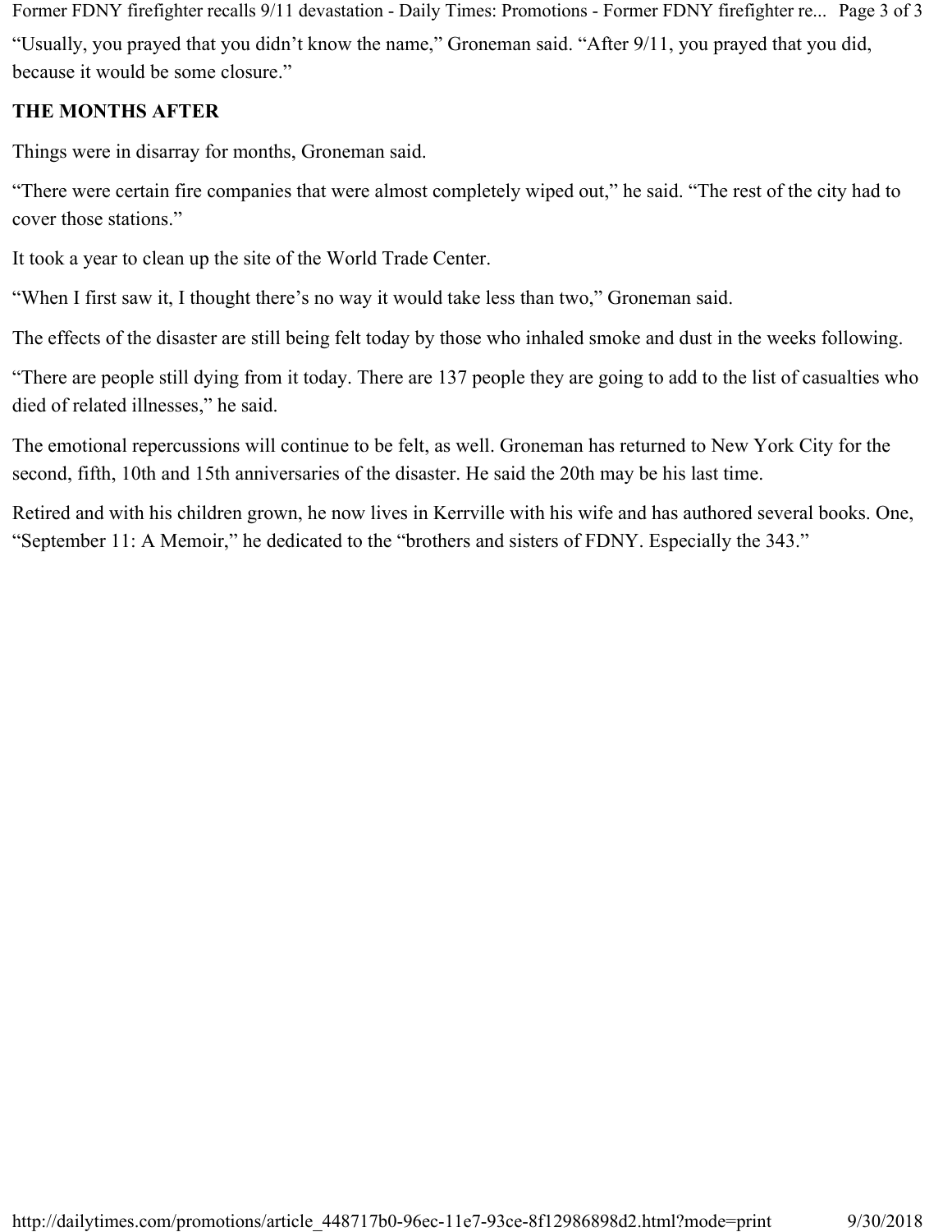“Usually, you prayed that you didn’t know the name,” Groneman said. “After 9/11, you prayed that you did, because it would be some closure.”

**THE MONTHS AFTER**

Things were in disarray for months, Groneman said.

“There were certain fire companies that were almost completely wiped out,” he said. “The rest of the city had to cover those stations.”

It took a year to clean up the site of the World Trade Center.

“When I first saw it, I thought there’s no way it would take less than two,” Groneman said.

The effects of the disaster are still being felt today by those who inhaled smoke and dust in the weeks following.

“There are people still dying from it today. There are 137 people they are going to add to the list of casualties who died of related illnesses,” he said.

The emotional repercussions will continue to be felt, as well. Groneman has returned to New York City for the second, fifth, 10th and 15th anniversaries of the disaster. He said the 20th may be his last time.

Retired and with his children grown, he now lives in Kerrville with his wife and has authored several books. One, “September 11: A Memoir,” he dedicated to the “brothers and sisters of FDNY. Especially the 343.”